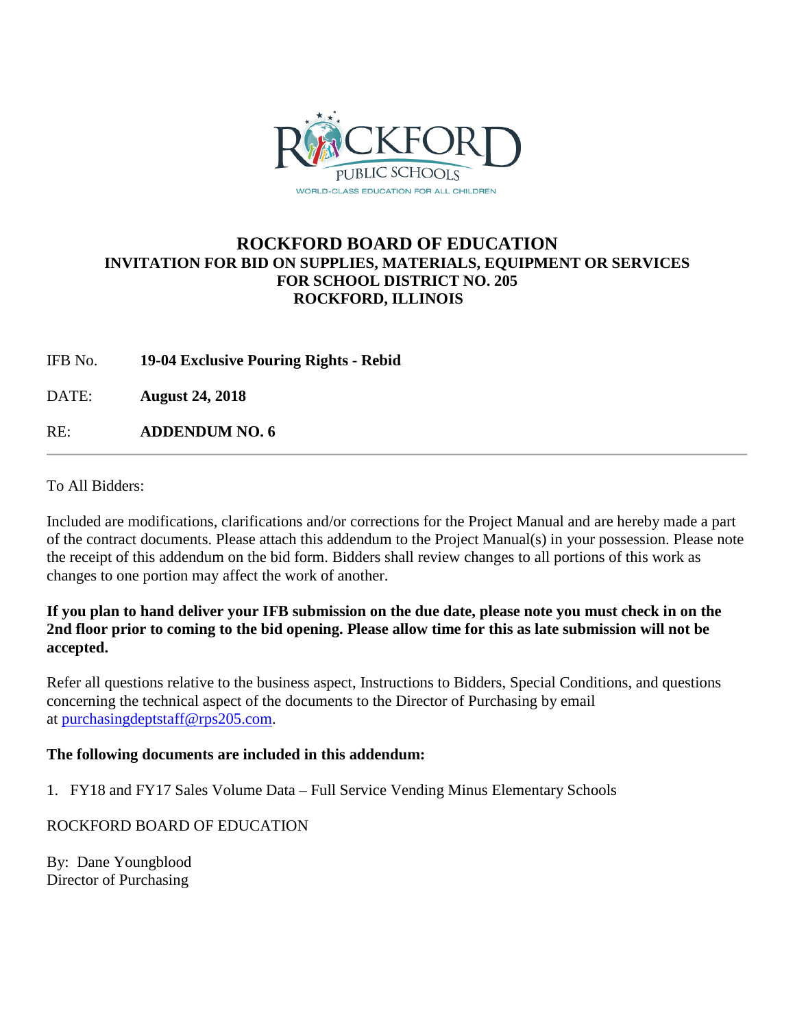# ROCKFORD BOARD OF EDUCATION

### INVITATION FOR BID ON SUPPLIES, MATERIALS, EQUIPMENT OR SERVICES FOR SCHOOL DISTRICT NO. 205 ROCKFORD, ILLINOIS

IFB No. **19-04 Exclusive Pouring Rights - Rebid**

DATE: **August 24, 2018**

RE: **ADDENDUM NO. 6**

---

To All Bidders:

Included are modifications, clarifications and/or corrections for the Project Manual and are hereby made a part of the contract documents. Please attach this addendum to the Project Manual(s) in your possession. Please note the receipt of this addendum on the bid form. Bidders shall review changes to all portions of this work as changes to one portion may affect the work of another.

**If you plan to hand deliver your IFB submission on the due date, please note you must check in on the 2nd floor prior to coming to the bid opening. Please allow time for this as late submission will not be accepted.**

Refer all questions relative to the business aspect, Instructions to Bidders, Special Conditions, and questions concerning the technical aspect of the documents to the Director of Purchasing by email at purchasingdeptstaff@rps205.com.

**The following documents are included in this addendum:**

1. FY18 and FY17 Sales Volume Data – Full Service Vending Minus Elementary Schools

ROCKFORD BOARD OF EDUCATION

By: Dane Youngblood
Director of Purchasing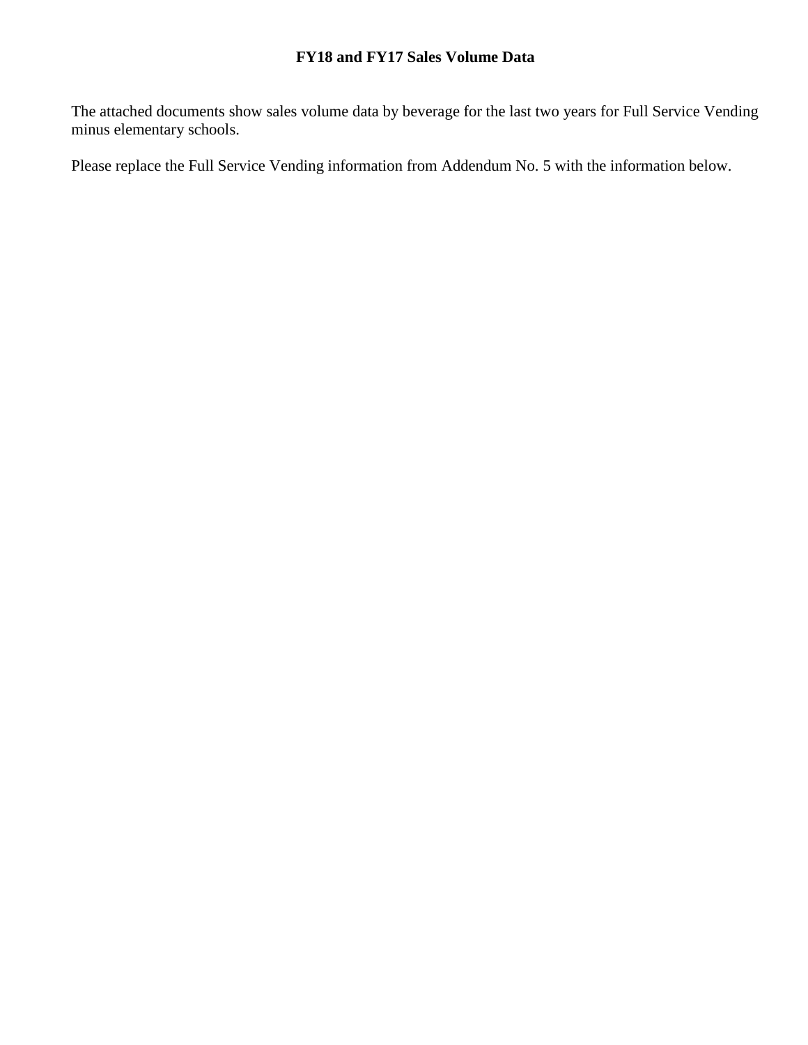# FY18 and FY17 Sales Volume Data

The attached documents show sales volume data by beverage for the last two years for Full Service Vending minus elementary schools.

Please replace the Full Service Vending information from Addendum No. 5 with the information below.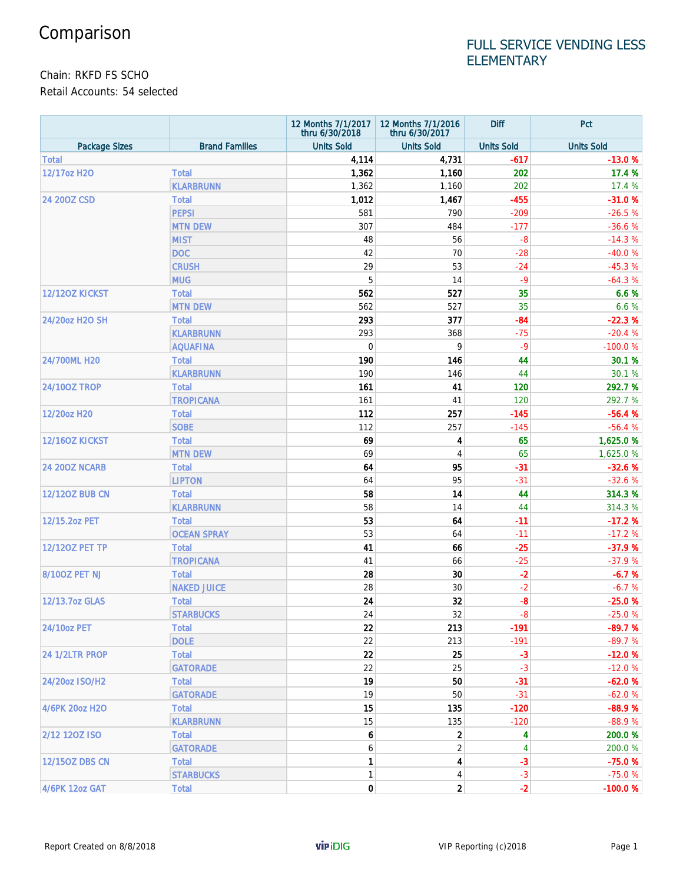# Comparison

## FULL SERVICE VENDING LESS ELEMENTARY

Chain: RKFD FS SCHO
Retail Accounts: 54 selected

| | | 12 Months 7/1/2017 thru 6/30/2018 | 12 Months 7/1/2016 thru 6/30/2017 | Diff | Pct |
|---|---|---|---|---|---|
| Package Sizes | Brand Families | Units Sold | Units Sold | Units Sold | Units Sold |
| Total | | 4,114 | 4,731 | -617 | -13.0 % |
| 12/17oz H2O | Total | 1,362 | 1,160 | 202 | 17.4 % |
| | KLARBRUNN | 1,362 | 1,160 | 202 | 17.4 % |
| 24 20OZ CSD | Total | 1,012 | 1,467 | -455 | -31.0 % |
| | PEPSI | 581 | 790 | -209 | -26.5 % |
| | MTN DEW | 307 | 484 | -177 | -36.6 % |
| | MIST | 48 | 56 | -8 | -14.3 % |
| | DOC | 42 | 70 | -28 | -40.0 % |
| | CRUSH | 29 | 53 | -24 | -45.3 % |
| | MUG | 5 | 14 | -9 | -64.3 % |
| 12/12OZ KICKST | Total | 562 | 527 | 35 | 6.6 % |
| | MTN DEW | 562 | 527 | 35 | 6.6 % |
| 24/20oz H2O SH | Total | 293 | 377 | -84 | -22.3 % |
| | KLARBRUNN | 293 | 368 | -75 | -20.4 % |
| | AQUAFINA | 0 | 9 | -9 | -100.0 % |
| 24/700ML H20 | Total | 190 | 146 | 44 | 30.1 % |
| | KLARBRUNN | 190 | 146 | 44 | 30.1 % |
| 24/10OZ TROP | Total | 161 | 41 | 120 | 292.7 % |
| | TROPICANA | 161 | 41 | 120 | 292.7 % |
| 12/20oz H20 | Total | 112 | 257 | -145 | -56.4 % |
| | SOBE | 112 | 257 | -145 | -56.4 % |
| 12/16OZ KICKST | Total | 69 | 4 | 65 | 1,625.0 % |
| | MTN DEW | 69 | 4 | 65 | 1,625.0 % |
| 24 20OZ NCARB | Total | 64 | 95 | -31 | -32.6 % |
| | LIPTON | 64 | 95 | -31 | -32.6 % |
| 12/12OZ BUB CN | Total | 58 | 14 | 44 | 314.3 % |
| | KLARBRUNN | 58 | 14 | 44 | 314.3 % |
| 12/15.2oz PET | Total | 53 | 64 | -11 | -17.2 % |
| | OCEAN SPRAY | 53 | 64 | -11 | -17.2 % |
| 12/12OZ PET TP | Total | 41 | 66 | -25 | -37.9 % |
| | TROPICANA | 41 | 66 | -25 | -37.9 % |
| 8/10OZ PET NJ | Total | 28 | 30 | -2 | -6.7 % |
| | NAKED JUICE | 28 | 30 | -2 | -6.7 % |
| 12/13.7oz GLAS | Total | 24 | 32 | -8 | -25.0 % |
| | STARBUCKS | 24 | 32 | -8 | -25.0 % |
| 24/10oz PET | Total | 22 | 213 | -191 | -89.7 % |
| | DOLE | 22 | 213 | -191 | -89.7 % |
| 24 1/2LTR PROP | Total | 22 | 25 | -3 | -12.0 % |
| | GATORADE | 22 | 25 | -3 | -12.0 % |
| 24/20oz ISO/H2 | Total | 19 | 50 | -31 | -62.0 % |
| | GATORADE | 19 | 50 | -31 | -62.0 % |
| 4/6PK 20oz H2O | Total | 15 | 135 | -120 | -88.9 % |
| | KLARBRUNN | 15 | 135 | -120 | -88.9 % |
| 2/12 12OZ ISO | Total | 6 | 2 | 4 | 200.0 % |
| | GATORADE | 6 | 2 | 4 | 200.0 % |
| 12/15OZ DBS CN | Total | 1 | 4 | -3 | -75.0 % |
| | STARBUCKS | 1 | 4 | -3 | -75.0 % |
| 4/6PK 12oz GAT | Total | 0 | 2 | -2 | -100.0 % |

Report Created on 8/8/2018 — vipiDIG — VIP Reporting (c)2018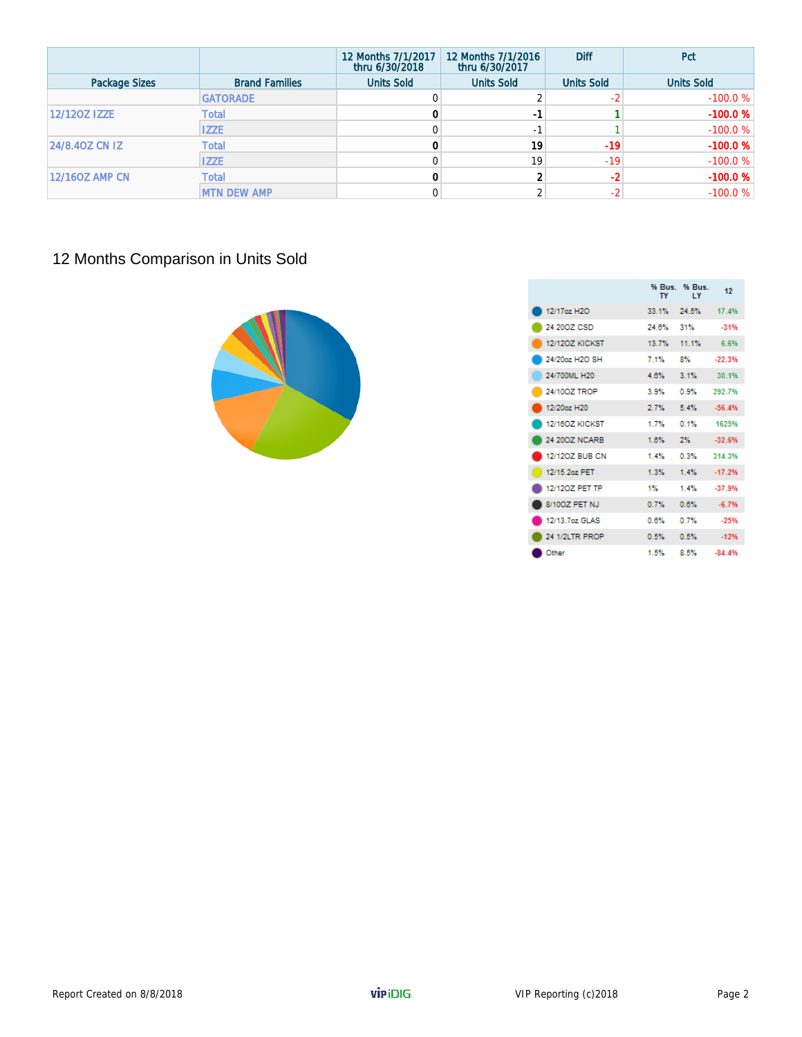| | | 12 Months 7/1/2017 thru 6/30/2018 | 12 Months 7/1/2016 thru 6/30/2017 | Diff | Pct |
|---|---|---|---|---|---|
| Package Sizes | Brand Families | Units Sold | Units Sold | Units Sold | Units Sold |
| | GATORADE | 0 | 2 | -2 | -100.0 % |
| 12/12OZ IZZE | Total | **0** | **-1** | **1** | **-100.0 %** |
| | IZZE | 0 | -1 | 1 | -100.0 % |
| 24/8.4OZ CN IZ | Total | **0** | **19** | **-19** | **-100.0 %** |
| | IZZE | 0 | 19 | -19 | -100.0 % |
| 12/16OZ AMP CN | Total | **0** | **2** | **-2** | **-100.0 %** |
| | MTN DEW AMP | 0 | 2 | -2 | -100.0 % |

## 12 Months Comparison in Units Sold

| | % Bus. TY | % Bus. LY | 12 |
|---|---|---|---|
| 12/17oz H2O | 33.1% | 24.5% | 17.4% |
| 24 20OZ CSD | 24.6% | 31% | -31% |
| 12/12OZ KICKST | 13.7% | 11.1% | 6.6% |
| 24/20oz H2O SH | 7.1% | 8% | -22.3% |
| 24/700ML H20 | 4.6% | 3.1% | 30.1% |
| 24/10OZ TROP | 3.9% | 0.9% | 292.7% |
| 12/20oz H20 | 2.7% | 5.4% | -56.4% |
| 12/16OZ KICKST | 1.7% | 0.1% | 1625% |
| 24 20OZ NCARB | 1.6% | 2% | -32.6% |
| 12/12OZ BUB CN | 1.4% | 0.3% | 314.3% |
| 12/15.2oz PET | 1.3% | 1.4% | -17.2% |
| 12/12OZ PET TP | 1% | 1.4% | -37.9% |
| 8/10OZ PET NJ | 0.7% | 0.6% | -6.7% |
| 12/13.7oz GLAS | 0.6% | 0.7% | -25% |
| 24 1/2LTR PROP | 0.5% | 0.5% | -12% |
| Other | 1.5% | 8.5% | -84.4% |

Report Created on 8/8/2018 vipiDIG VIP Reporting (c)2018